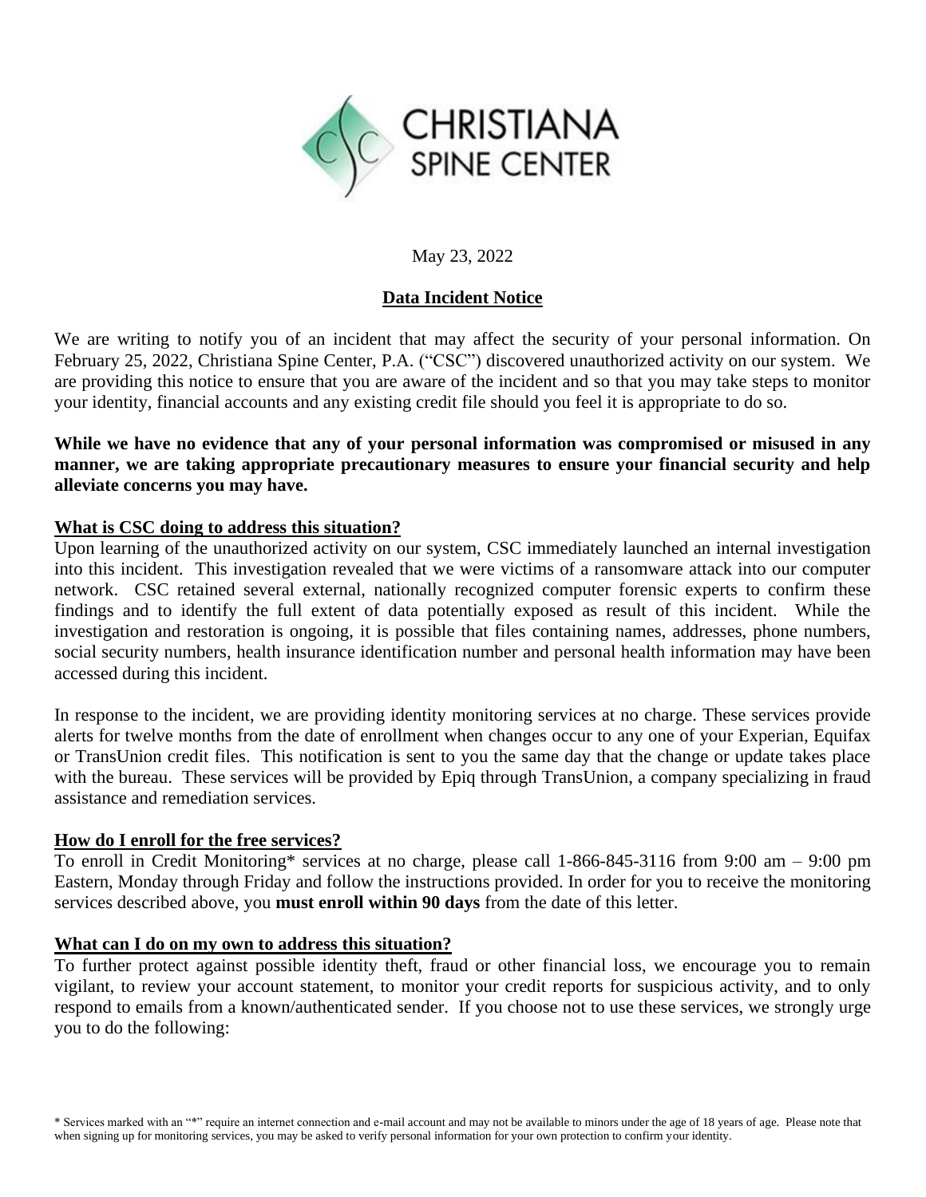# CHRISTIANA SPINE CENTER

May 23, 2022

## Data Incident Notice

We are writing to notify you of an incident that may affect the security of your personal information. On February 25, 2022, Christiana Spine Center, P.A. ("CSC") discovered unauthorized activity on our system. We are providing this notice to ensure that you are aware of the incident and so that you may take steps to monitor your identity, financial accounts and any existing credit file should you feel it is appropriate to do so.

**While we have no evidence that any of your personal information was compromised or misused in any manner, we are taking appropriate precautionary measures to ensure your financial security and help alleviate concerns you may have.**

### What is CSC doing to address this situation?

Upon learning of the unauthorized activity on our system, CSC immediately launched an internal investigation into this incident. This investigation revealed that we were victims of a ransomware attack into our computer network. CSC retained several external, nationally recognized computer forensic experts to confirm these findings and to identify the full extent of data potentially exposed as result of this incident. While the investigation and restoration is ongoing, it is possible that files containing names, addresses, phone numbers, social security numbers, health insurance identification number and personal health information may have been accessed during this incident.

In response to the incident, we are providing identity monitoring services at no charge. These services provide alerts for twelve months from the date of enrollment when changes occur to any one of your Experian, Equifax or TransUnion credit files. This notification is sent to you the same day that the change or update takes place with the bureau. These services will be provided by Epiq through TransUnion, a company specializing in fraud assistance and remediation services.

### How do I enroll for the free services?

To enroll in Credit Monitoring* services at no charge, please call 1-866-845-3116 from 9:00 am – 9:00 pm Eastern, Monday through Friday and follow the instructions provided. In order for you to receive the monitoring services described above, you **must enroll within 90 days** from the date of this letter.

### What can I do on my own to address this situation?

To further protect against possible identity theft, fraud or other financial loss, we encourage you to remain vigilant, to review your account statement, to monitor your credit reports for suspicious activity, and to only respond to emails from a known/authenticated sender. If you choose not to use these services, we strongly urge you to do the following:

\* Services marked with an "*" require an internet connection and e-mail account and may not be available to minors under the age of 18 years of age. Please note that when signing up for monitoring services, you may be asked to verify personal information for your own protection to confirm your identity.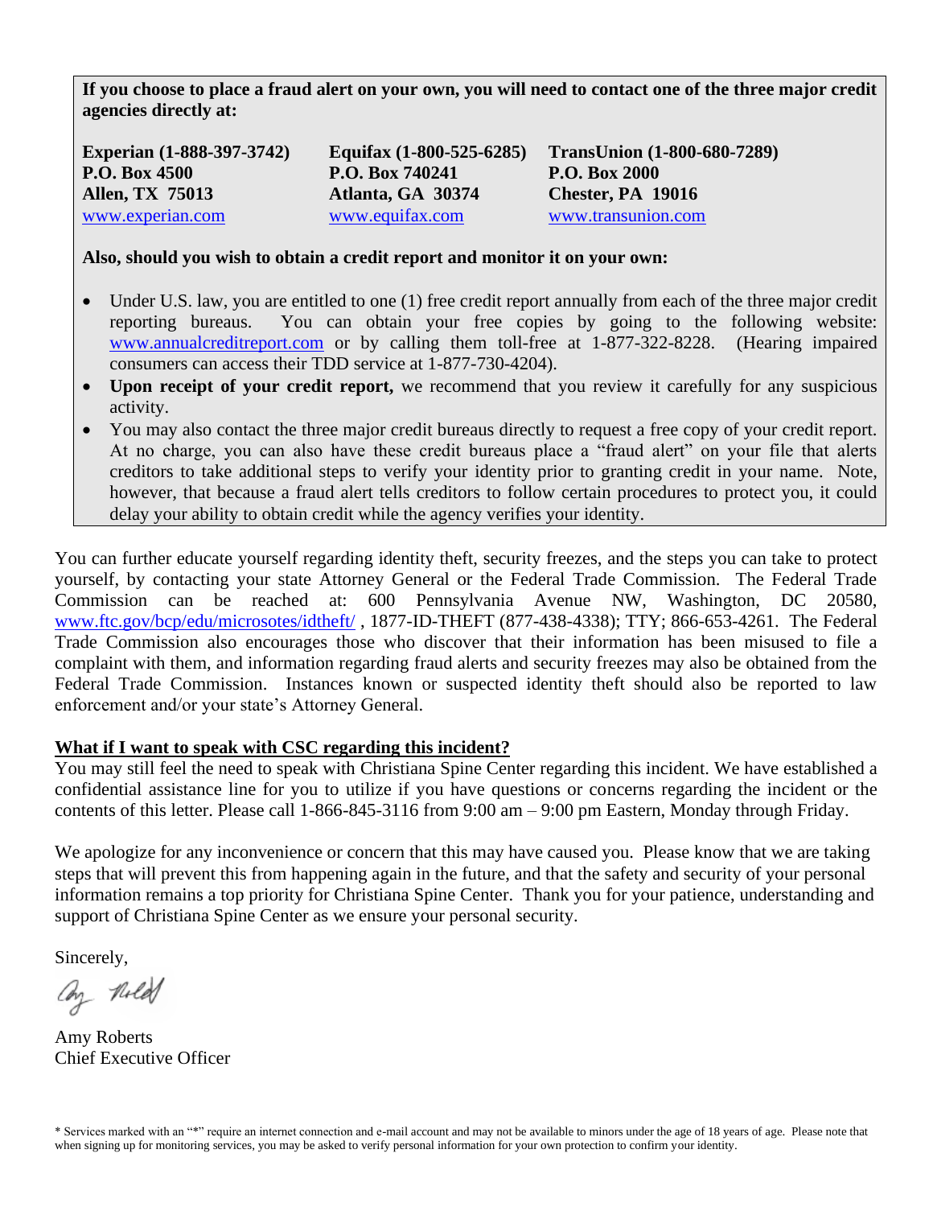**If you choose to place a fraud alert on your own, you will need to contact one of the three major credit agencies directly at:**

| | | |
|---|---|---|
| **Experian (1-888-397-3742)** | **Equifax (1-800-525-6285)** | **TransUnion (1-800-680-7289)** |
| **P.O. Box 4500** | **P.O. Box 740241** | **P.O. Box 2000** |
| **Allen, TX 75013** | **Atlanta, GA 30374** | **Chester, PA 19016** |
| www.experian.com | www.equifax.com | www.transunion.com |

**Also, should you wish to obtain a credit report and monitor it on your own:**

- Under U.S. law, you are entitled to one (1) free credit report annually from each of the three major credit reporting bureaus. You can obtain your free copies by going to the following website: www.annualcreditreport.com or by calling them toll-free at 1-877-322-8228. (Hearing impaired consumers can access their TDD service at 1-877-730-4204).
- **Upon receipt of your credit report,** we recommend that you review it carefully for any suspicious activity.
- You may also contact the three major credit bureaus directly to request a free copy of your credit report. At no charge, you can also have these credit bureaus place a "fraud alert" on your file that alerts creditors to take additional steps to verify your identity prior to granting credit in your name. Note, however, that because a fraud alert tells creditors to follow certain procedures to protect you, it could delay your ability to obtain credit while the agency verifies your identity.

You can further educate yourself regarding identity theft, security freezes, and the steps you can take to protect yourself, by contacting your state Attorney General or the Federal Trade Commission. The Federal Trade Commission can be reached at: 600 Pennsylvania Avenue NW, Washington, DC 20580, www.ftc.gov/bcp/edu/microsotes/idtheft/ , 1877-ID-THEFT (877-438-4338); TTY; 866-653-4261. The Federal Trade Commission also encourages those who discover that their information has been misused to file a complaint with them, and information regarding fraud alerts and security freezes may also be obtained from the Federal Trade Commission. Instances known or suspected identity theft should also be reported to law enforcement and/or your state's Attorney General.

**<u>What if I want to speak with CSC regarding this incident?</u>**

You may still feel the need to speak with Christiana Spine Center regarding this incident. We have established a confidential assistance line for you to utilize if you have questions or concerns regarding the incident or the contents of this letter. Please call 1-866-845-3116 from 9:00 am – 9:00 pm Eastern, Monday through Friday.

We apologize for any inconvenience or concern that this may have caused you. Please know that we are taking steps that will prevent this from happening again in the future, and that the safety and security of your personal information remains a top priority for Christiana Spine Center. Thank you for your patience, understanding and support of Christiana Spine Center as we ensure your personal security.

Sincerely,

Amy Roberts
Chief Executive Officer

\* Services marked with an "\*" require an internet connection and e-mail account and may not be available to minors under the age of 18 years of age. Please note that when signing up for monitoring services, you may be asked to verify personal information for your own protection to confirm your identity.